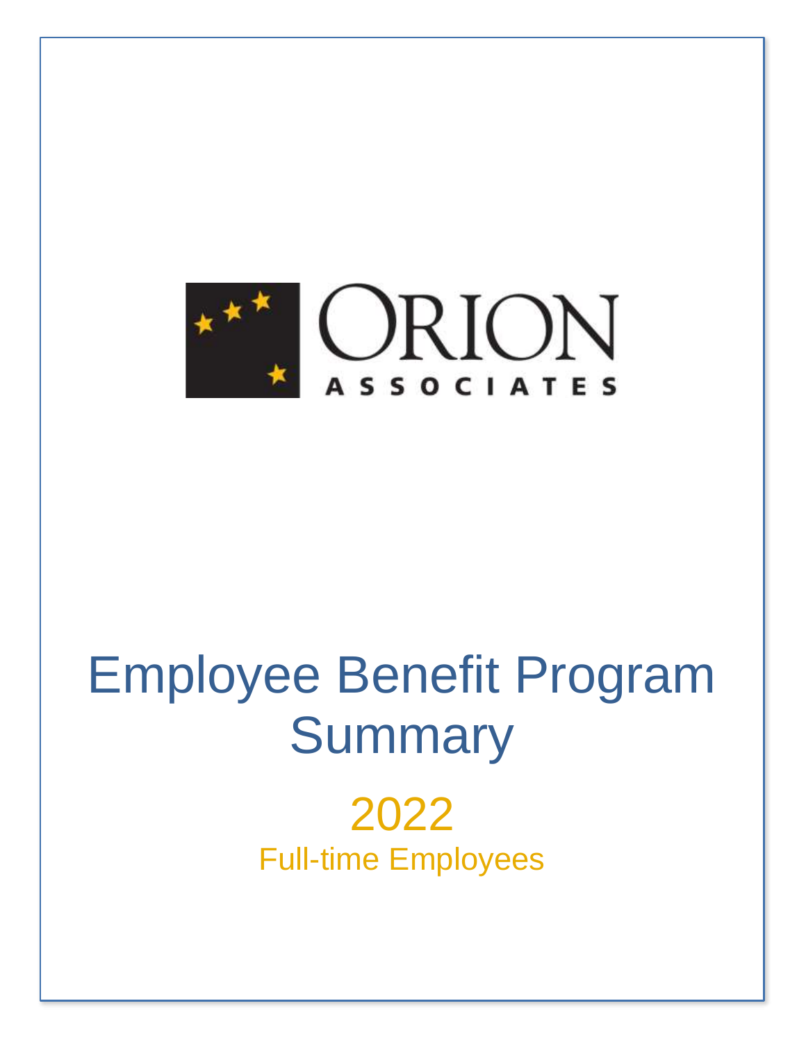ORION ASSOCIATES

# Employee Benefit Program Summary

## 2022

Full-time Employees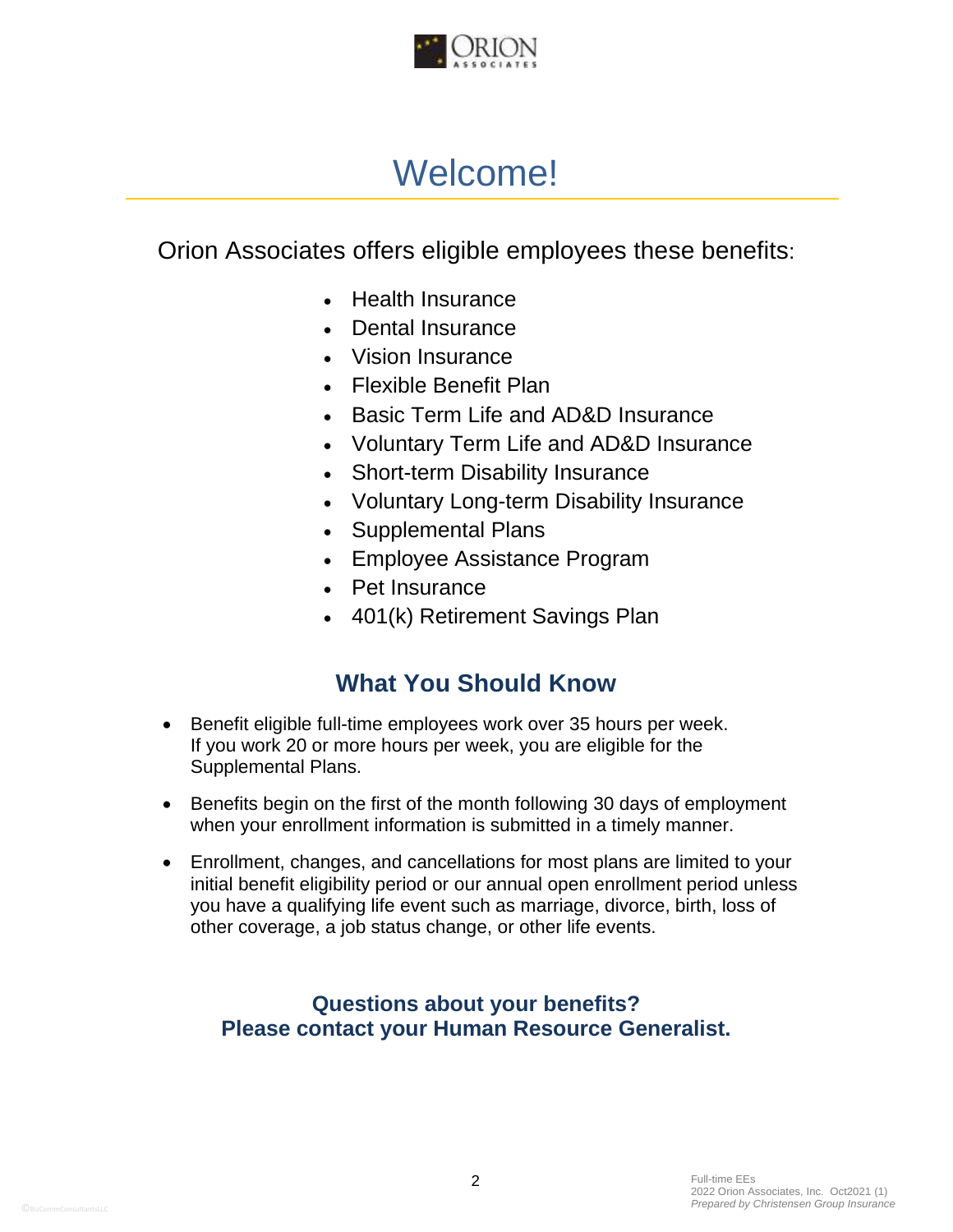# Welcome!

Orion Associates offers eligible employees these benefits:

- Health Insurance
- Dental Insurance
- Vision Insurance
- Flexible Benefit Plan
- Basic Term Life and AD&D Insurance
- Voluntary Term Life and AD&D Insurance
- Short-term Disability Insurance
- Voluntary Long-term Disability Insurance
- Supplemental Plans
- Employee Assistance Program
- Pet Insurance
- 401(k) Retirement Savings Plan

## What You Should Know

- Benefit eligible full-time employees work over 35 hours per week. If you work 20 or more hours per week, you are eligible for the Supplemental Plans.
- Benefits begin on the first of the month following 30 days of employment when your enrollment information is submitted in a timely manner.
- Enrollment, changes, and cancellations for most plans are limited to your initial benefit eligibility period or our annual open enrollment period unless you have a qualifying life event such as marriage, divorce, birth, loss of other coverage, a job status change, or other life events.

**Questions about your benefits?**
**Please contact your Human Resource Generalist.**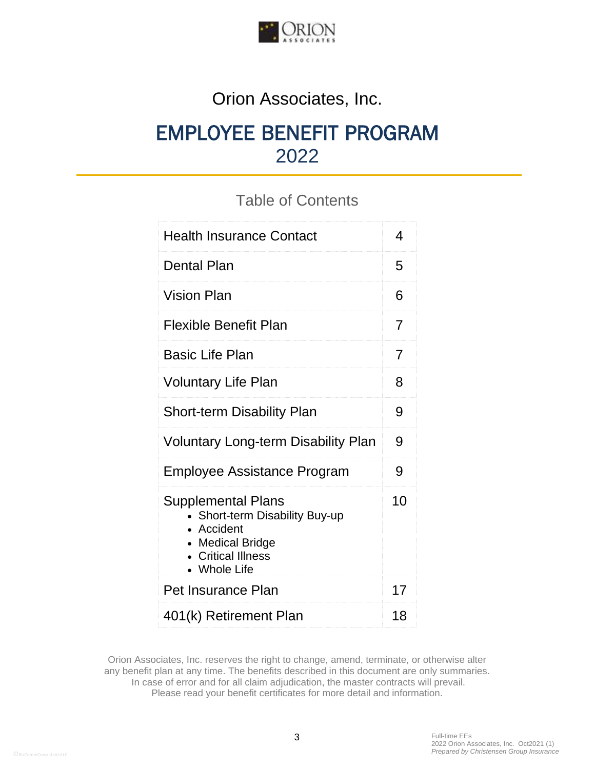Orion Associates, Inc.

# EMPLOYEE BENEFIT PROGRAM
# 2022

## Table of Contents

| | |
|---|---|
| Health Insurance Contact | 4 |
| Dental Plan | 5 |
| Vision Plan | 6 |
| Flexible Benefit Plan | 7 |
| Basic Life Plan | 7 |
| Voluntary Life Plan | 8 |
| Short-term Disability Plan | 9 |
| Voluntary Long-term Disability Plan | 9 |
| Employee Assistance Program | 9 |
| Supplemental Plans<br>• Short-term Disability Buy-up<br>• Accident<br>• Medical Bridge<br>• Critical Illness<br>• Whole Life | 10 |
| Pet Insurance Plan | 17 |
| 401(k) Retirement Plan | 18 |

Orion Associates, Inc. reserves the right to change, amend, terminate, or otherwise alter any benefit plan at any time. The benefits described in this document are only summaries. In case of error and for all claim adjudication, the master contracts will prevail. Please read your benefit certificates for more detail and information.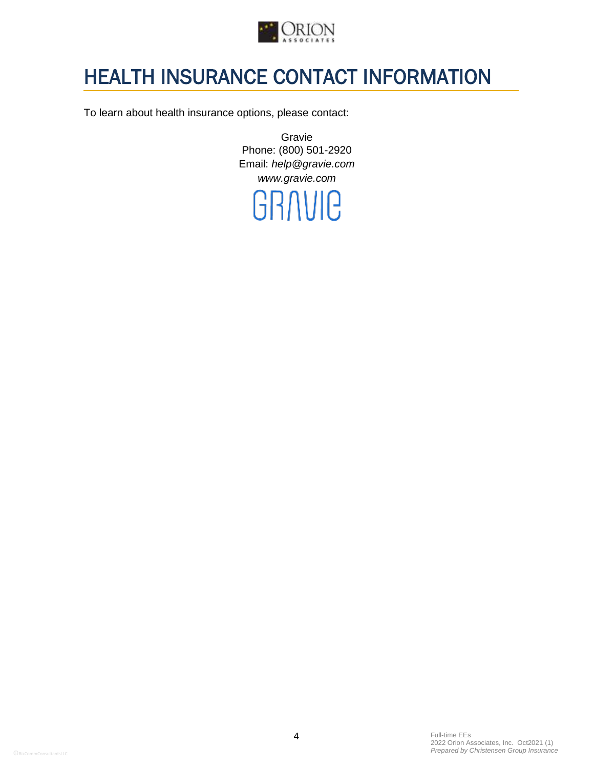# HEALTH INSURANCE CONTACT INFORMATION

To learn about health insurance options, please contact:

Gravie
Phone: (800) 501-2920
Email: *help@gravie.com*
*www.gravie.com*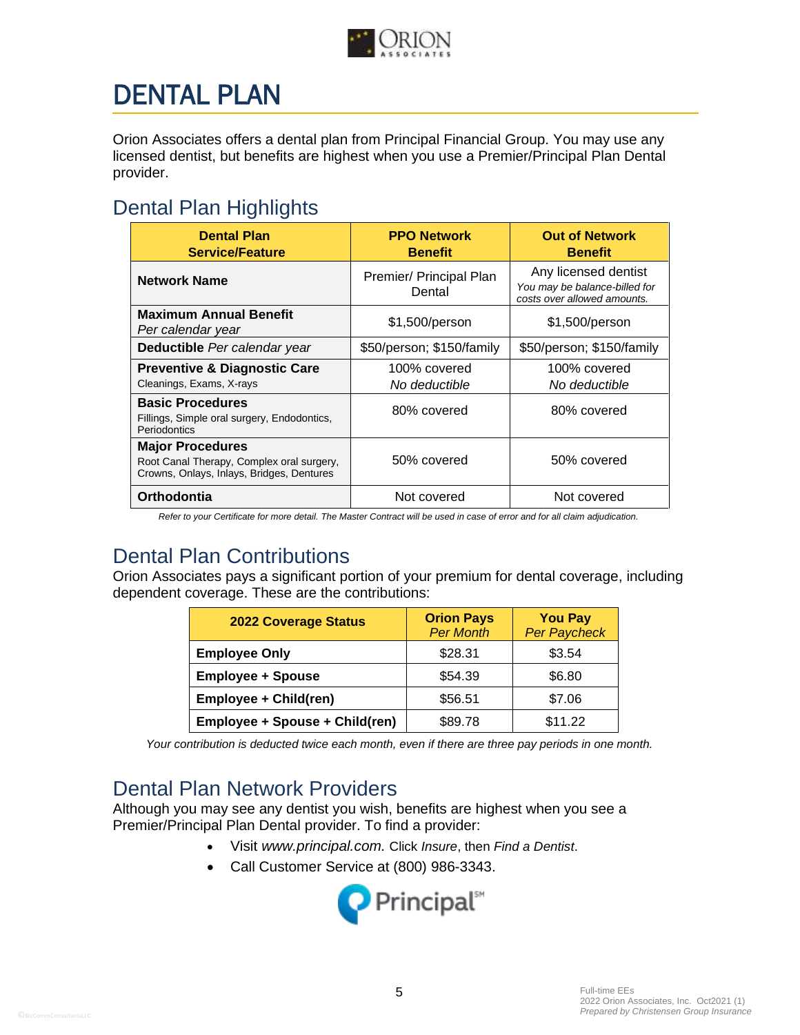# DENTAL PLAN

Orion Associates offers a dental plan from Principal Financial Group. You may use any licensed dentist, but benefits are highest when you use a Premier/Principal Plan Dental provider.

## Dental Plan Highlights

| Dental Plan Service/Feature | PPO Network Benefit | Out of Network Benefit |
|---|---|---|
| **Network Name** | Premier/ Principal Plan Dental | Any licensed dentist *You may be balance-billed for costs over allowed amounts.* |
| **Maximum Annual Benefit** *Per calendar year* | \$1,500/person | \$1,500/person |
| **Deductible** *Per calendar year* | \$50/person; \$150/family | \$50/person; \$150/family |
| **Preventive & Diagnostic Care** Cleanings, Exams, X-rays | 100% covered *No deductible* | 100% covered *No deductible* |
| **Basic Procedures** Fillings, Simple oral surgery, Endodontics, Periodontics | 80% covered | 80% covered |
| **Major Procedures** Root Canal Therapy, Complex oral surgery, Crowns, Onlays, Inlays, Bridges, Dentures | 50% covered | 50% covered |
| **Orthodontia** | Not covered | Not covered |

*Refer to your Certificate for more detail. The Master Contract will be used in case of error and for all claim adjudication.*

## Dental Plan Contributions

Orion Associates pays a significant portion of your premium for dental coverage, including dependent coverage. These are the contributions:

| 2022 Coverage Status | Orion Pays *Per Month* | You Pay *Per Paycheck* |
|---|---|---|
| **Employee Only** | \$28.31 | \$3.54 |
| **Employee + Spouse** | \$54.39 | \$6.80 |
| **Employee + Child(ren)** | \$56.51 | \$7.06 |
| **Employee + Spouse + Child(ren)** | \$89.78 | \$11.22 |

*Your contribution is deducted twice each month, even if there are three pay periods in one month.*

## Dental Plan Network Providers

Although you may see any dentist you wish, benefits are highest when you see a Premier/Principal Plan Dental provider. To find a provider:

- Visit *www.principal.com.* Click *Insure*, then *Find a Dentist*.
- Call Customer Service at (800) 986-3343.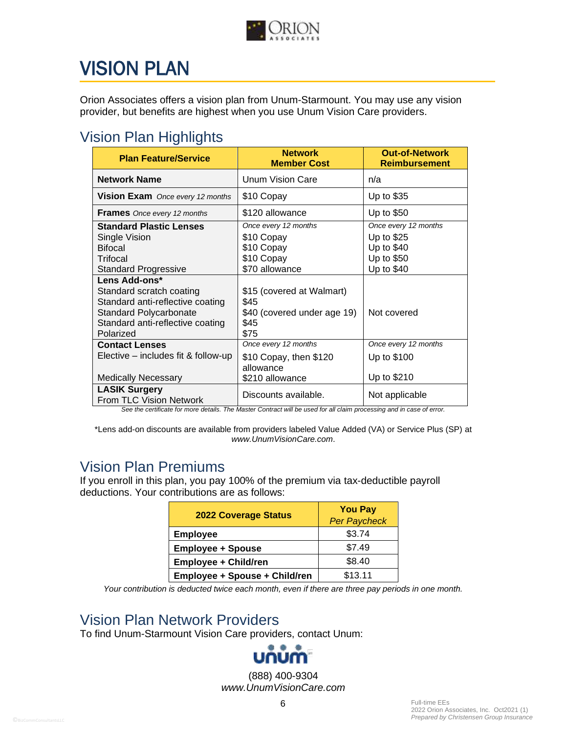# VISION PLAN

Orion Associates offers a vision plan from Unum-Starmount. You may use any vision provider, but benefits are highest when you use Unum Vision Care providers.

## Vision Plan Highlights

| Plan Feature/Service | Network Member Cost | Out-of-Network Reimbursement |
|---|---|---|
| **Network Name** | Unum Vision Care | n/a |
| **Vision Exam** *Once every 12 months* | $10 Copay | Up to $35 |
| **Frames** *Once every 12 months* | $120 allowance | Up to $50 |
| **Standard Plastic Lenses** | *Once every 12 months* | *Once every 12 months* |
| Single Vision | $10 Copay | Up to $25 |
| Bifocal | $10 Copay | Up to $40 |
| Trifocal | $10 Copay | Up to $50 |
| Standard Progressive | $70 allowance | Up to $40 |
| **Lens Add-ons*** | | |
| Standard scratch coating | $15 (covered at Walmart) | Not covered |
| Standard anti-reflective coating | $45 | Not covered |
| Standard Polycarbonate | $40 (covered under age 19) | Not covered |
| Standard anti-reflective coating | $45 | Not covered |
| Polarized | $75 | Not covered |
| **Contact Lenses** | *Once every 12 months* | *Once every 12 months* |
| Elective – includes fit & follow-up | $10 Copay, then $120 allowance | Up to $100 |
| Medically Necessary | $210 allowance | Up to $210 |
| **LASIK Surgery** From TLC Vision Network | Discounts available. | Not applicable |

*See the certificate for more details. The Master Contract will be used for all claim processing and in case of error.*

*Lens add-on discounts are available from providers labeled Value Added (VA) or Service Plus (SP) at *www.UnumVisionCare.com*.

## Vision Plan Premiums

If you enroll in this plan, you pay 100% of the premium via tax-deductible payroll deductions. Your contributions are as follows:

| 2022 Coverage Status | You Pay *Per Paycheck* |
|---|---|
| **Employee** | $3.74 |
| **Employee + Spouse** | $7.49 |
| **Employee + Child/ren** | $8.40 |
| **Employee + Spouse + Child/ren** | $13.11 |

*Your contribution is deducted twice each month, even if there are three pay periods in one month.*

## Vision Plan Network Providers

To find Unum-Starmount Vision Care providers, contact Unum:

unum

(888) 400-9304
*www.UnumVisionCare.com*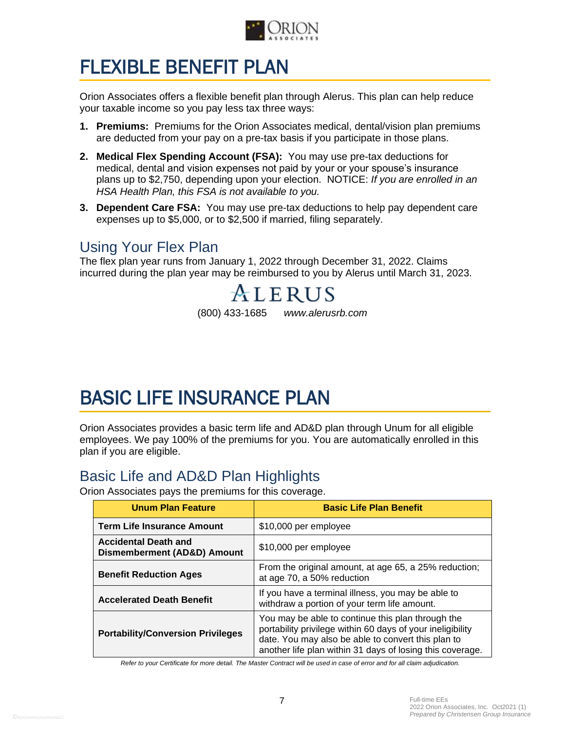# FLEXIBLE BENEFIT PLAN

Orion Associates offers a flexible benefit plan through Alerus. This plan can help reduce your taxable income so you pay less tax three ways:

1. **Premiums:** Premiums for the Orion Associates medical, dental/vision plan premiums are deducted from your pay on a pre-tax basis if you participate in those plans.
2. **Medical Flex Spending Account (FSA):** You may use pre-tax deductions for medical, dental and vision expenses not paid by your or your spouse's insurance plans up to $2,750, depending upon your election. NOTICE: *If you are enrolled in an HSA Health Plan, this FSA is not available to you.*
3. **Dependent Care FSA:** You may use pre-tax deductions to help pay dependent care expenses up to $5,000, or to $2,500 if married, filing separately.

## Using Your Flex Plan

The flex plan year runs from January 1, 2022 through December 31, 2022. Claims incurred during the plan year may be reimbursed to you by Alerus until March 31, 2023.

ALERUS

(800) 433-1685 *www.alerusrb.com*

# BASIC LIFE INSURANCE PLAN

Orion Associates provides a basic term life and AD&D plan through Unum for all eligible employees. We pay 100% of the premiums for you. You are automatically enrolled in this plan if you are eligible.

## Basic Life and AD&D Plan Highlights

Orion Associates pays the premiums for this coverage.

| Unum Plan Feature | Basic Life Plan Benefit |
|---|---|
| **Term Life Insurance Amount** | $10,000 per employee |
| **Accidental Death and Dismemberment (AD&D) Amount** | $10,000 per employee |
| **Benefit Reduction Ages** | From the original amount, at age 65, a 25% reduction; at age 70, a 50% reduction |
| **Accelerated Death Benefit** | If you have a terminal illness, you may be able to withdraw a portion of your term life amount. |
| **Portability/Conversion Privileges** | You may be able to continue this plan through the portability privilege within 60 days of your ineligibility date. You may also be able to convert this plan to another life plan within 31 days of losing this coverage. |

*Refer to your Certificate for more detail. The Master Contract will be used in case of error and for all claim adjudication.*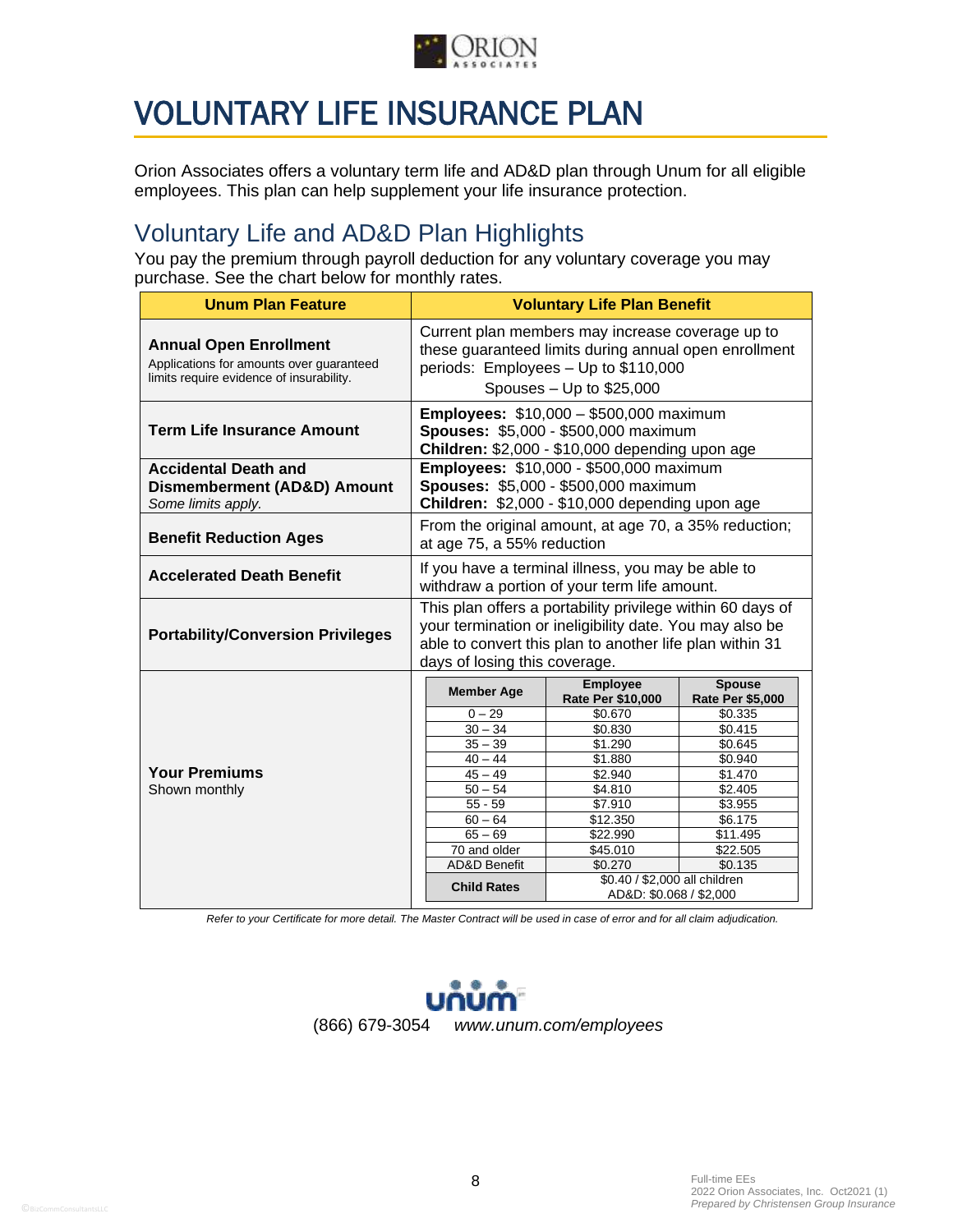# VOLUNTARY LIFE INSURANCE PLAN

Orion Associates offers a voluntary term life and AD&D plan through Unum for all eligible employees. This plan can help supplement your life insurance protection.

## Voluntary Life and AD&D Plan Highlights

You pay the premium through payroll deduction for any voluntary coverage you may purchase. See the chart below for monthly rates.

| Unum Plan Feature | Voluntary Life Plan Benefit |
|---|---|
| **Annual Open Enrollment**<br>Applications for amounts over guaranteed limits require evidence of insurability. | Current plan members may increase coverage up to these guaranteed limits during annual open enrollment periods: Employees – Up to $110,000<br>Spouses – Up to $25,000 |
| **Term Life Insurance Amount** | **Employees:** $10,000 – $500,000 maximum<br>**Spouses:** $5,000 - $500,000 maximum<br>**Children:** $2,000 - $10,000 depending upon age |
| **Accidental Death and Dismemberment (AD&D) Amount**<br>*Some limits apply.* | **Employees:** $10,000 - $500,000 maximum<br>**Spouses:** $5,000 - $500,000 maximum<br>**Children:** $2,000 - $10,000 depending upon age |
| **Benefit Reduction Ages** | From the original amount, at age 70, a 35% reduction; at age 75, a 55% reduction |
| **Accelerated Death Benefit** | If you have a terminal illness, you may be able to withdraw a portion of your term life amount. |
| **Portability/Conversion Privileges** | This plan offers a portability privilege within 60 days of your termination or ineligibility date. You may also be able to convert this plan to another life plan within 31 days of losing this coverage. |
| **Your Premiums**<br>Shown monthly | See table below |

| Member Age | Employee Rate Per $10,000 | Spouse Rate Per $5,000 |
|---|---|---|
| 0 – 29 | $0.670 | $0.335 |
| 30 – 34 | $0.830 | $0.415 |
| 35 – 39 | $1.290 | $0.645 |
| 40 – 44 | $1.880 | $0.940 |
| 45 – 49 | $2.940 | $1.470 |
| 50 – 54 | $4.810 | $2.405 |
| 55 - 59 | $7.910 | $3.955 |
| 60 – 64 | $12.350 | $6.175 |
| 65 – 69 | $22.990 | $11.495 |
| 70 and older | $45.010 | $22.505 |
| AD&D Benefit | $0.270 | $0.135 |
| **Child Rates** | $0.40 / $2,000 all children<br>AD&D: $0.068 / $2,000 | |

*Refer to your Certificate for more detail. The Master Contract will be used in case of error and for all claim adjudication.*

unum

(866) 679-3054 *www.unum.com/employees*

Full-time EEs
2022 Orion Associates, Inc. Oct2021 (1)
*Prepared by Christensen Group Insurance*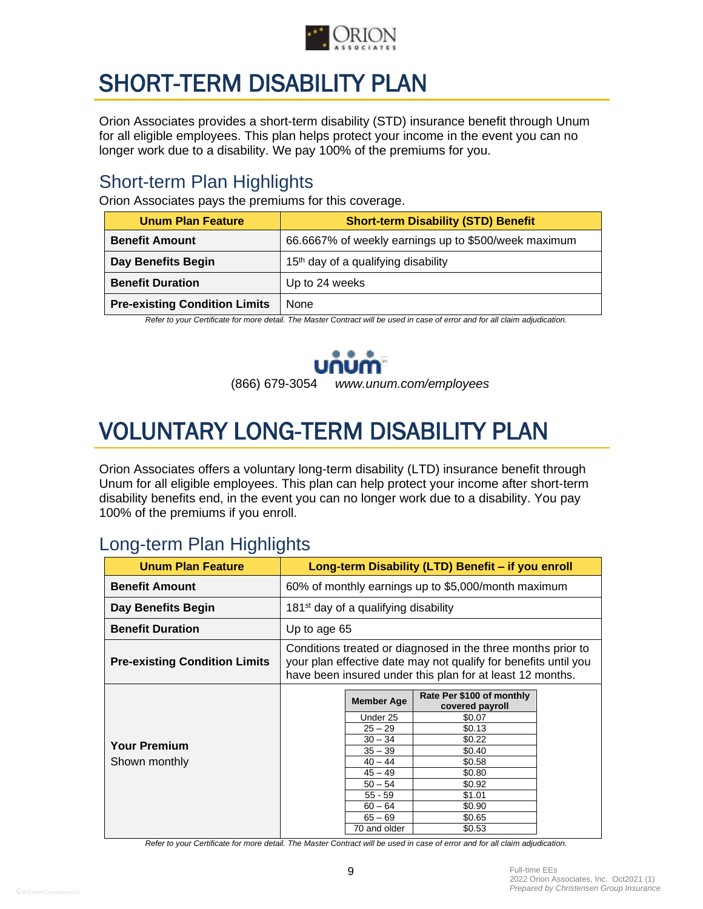# SHORT-TERM DISABILITY PLAN

Orion Associates provides a short-term disability (STD) insurance benefit through Unum for all eligible employees. This plan helps protect your income in the event you can no longer work due to a disability. We pay 100% of the premiums for you.

## Short-term Plan Highlights

Orion Associates pays the premiums for this coverage.

| Unum Plan Feature | Short-term Disability (STD) Benefit |
|---|---|
| **Benefit Amount** | 66.6667% of weekly earnings up to $500/week maximum |
| **Day Benefits Begin** | 15th day of a qualifying disability |
| **Benefit Duration** | Up to 24 weeks |
| **Pre-existing Condition Limits** | None |

*Refer to your Certificate for more detail. The Master Contract will be used in case of error and for all claim adjudication.*

unum

(866) 679-3054 *www.unum.com/employees*

# VOLUNTARY LONG-TERM DISABILITY PLAN

Orion Associates offers a voluntary long-term disability (LTD) insurance benefit through Unum for all eligible employees. This plan can help protect your income after short-term disability benefits end, in the event you can no longer work due to a disability. You pay 100% of the premiums if you enroll.

## Long-term Plan Highlights

| Unum Plan Feature | Long-term Disability (LTD) Benefit – if you enroll |
|---|---|
| **Benefit Amount** | 60% of monthly earnings up to $5,000/month maximum |
| **Day Benefits Begin** | 181st day of a qualifying disability |
| **Benefit Duration** | Up to age 65 |
| **Pre-existing Condition Limits** | Conditions treated or diagnosed in the three months prior to your plan effective date may not qualify for benefits until you have been insured under this plan for at least 12 months. |
| **Your Premium** Shown monthly | See rate table below |

| Member Age | Rate Per $100 of monthly covered payroll |
|---|---|
| Under 25 | $0.07 |
| 25 – 29 | $0.13 |
| 30 – 34 | $0.22 |
| 35 – 39 | $0.40 |
| 40 – 44 | $0.58 |
| 45 – 49 | $0.80 |
| 50 – 54 | $0.92 |
| 55 - 59 | $1.01 |
| 60 – 64 | $0.90 |
| 65 – 69 | $0.65 |
| 70 and older | $0.53 |

*Refer to your Certificate for more detail. The Master Contract will be used in case of error and for all claim adjudication.*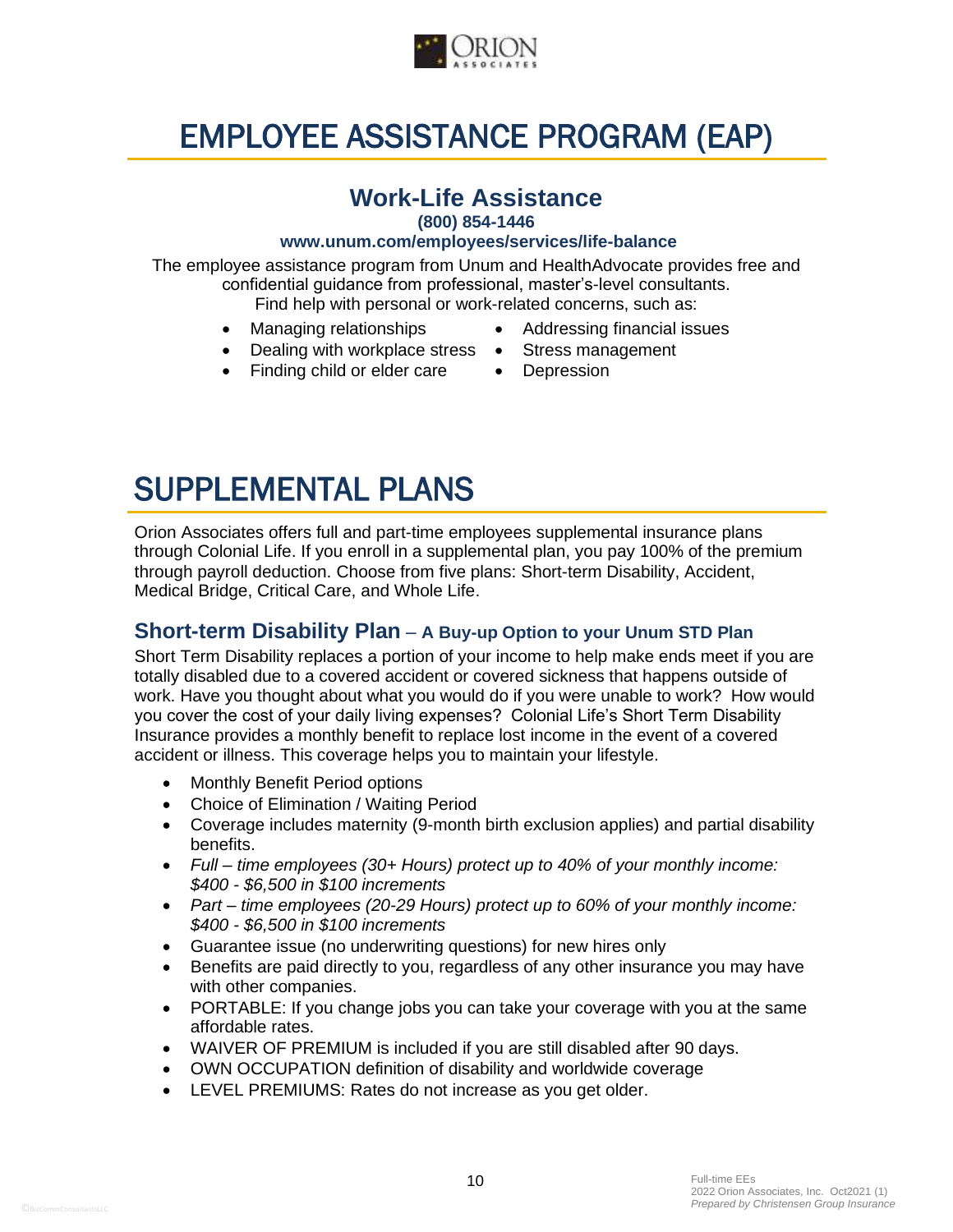# EMPLOYEE ASSISTANCE PROGRAM (EAP)

## Work-Life Assistance

**(800) 854-1446**

**www.unum.com/employees/services/life-balance**

The employee assistance program from Unum and HealthAdvocate provides free and confidential guidance from professional, master's-level consultants. Find help with personal or work-related concerns, such as:

- Managing relationships
- Dealing with workplace stress
- Finding child or elder care
- Addressing financial issues
- Stress management
- Depression

# SUPPLEMENTAL PLANS

Orion Associates offers full and part-time employees supplemental insurance plans through Colonial Life. If you enroll in a supplemental plan, you pay 100% of the premium through payroll deduction. Choose from five plans: Short-term Disability, Accident, Medical Bridge, Critical Care, and Whole Life.

## Short-term Disability Plan – A Buy-up Option to your Unum STD Plan

Short Term Disability replaces a portion of your income to help make ends meet if you are totally disabled due to a covered accident or covered sickness that happens outside of work. Have you thought about what you would do if you were unable to work? How would you cover the cost of your daily living expenses? Colonial Life's Short Term Disability Insurance provides a monthly benefit to replace lost income in the event of a covered accident or illness. This coverage helps you to maintain your lifestyle.

- Monthly Benefit Period options
- Choice of Elimination / Waiting Period
- Coverage includes maternity (9-month birth exclusion applies) and partial disability benefits.
- *Full – time employees (30+ Hours) protect up to 40% of your monthly income: $400 - $6,500 in $100 increments*
- *Part – time employees (20-29 Hours) protect up to 60% of your monthly income: $400 - $6,500 in $100 increments*
- Guarantee issue (no underwriting questions) for new hires only
- Benefits are paid directly to you, regardless of any other insurance you may have with other companies.
- PORTABLE: If you change jobs you can take your coverage with you at the same affordable rates.
- WAIVER OF PREMIUM is included if you are still disabled after 90 days.
- OWN OCCUPATION definition of disability and worldwide coverage
- LEVEL PREMIUMS: Rates do not increase as you get older.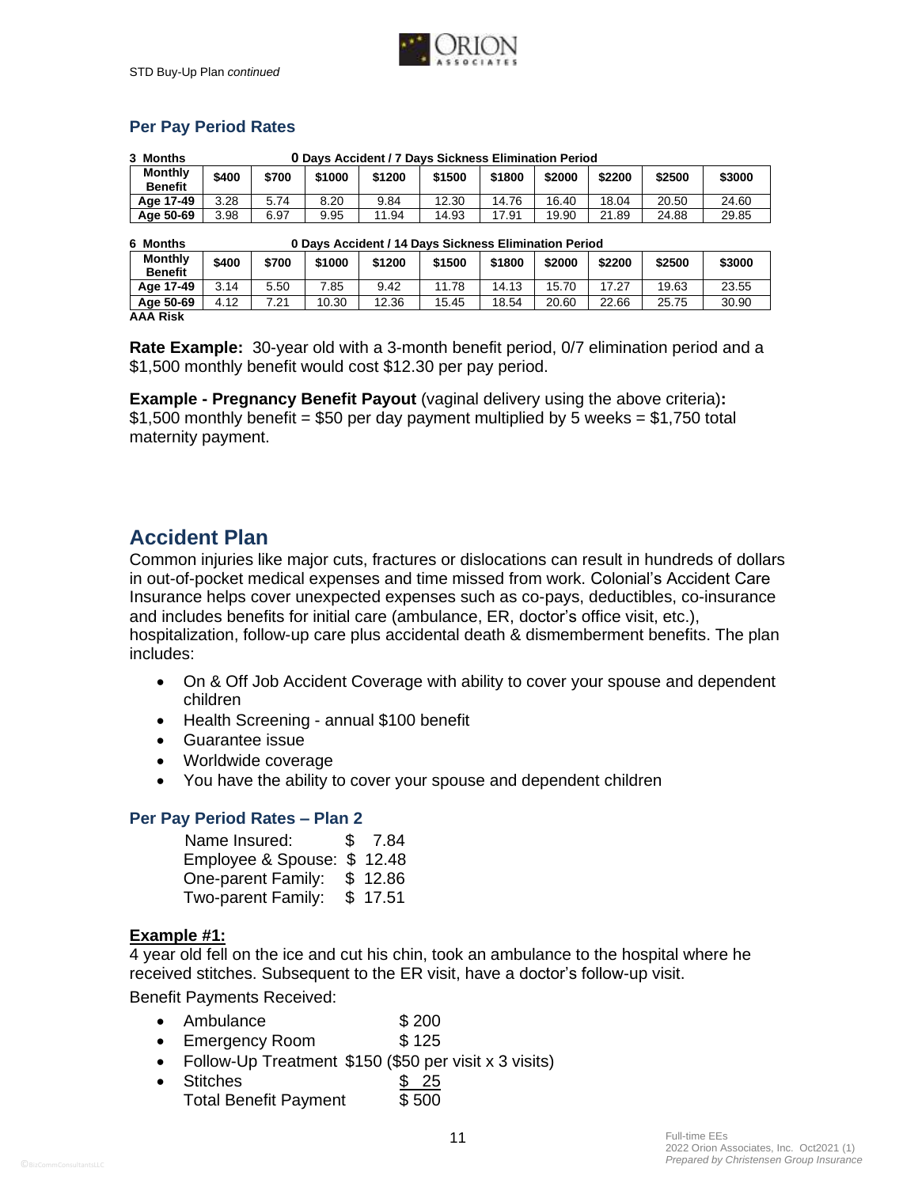STD Buy-Up Plan *continued*

### Per Pay Period Rates

**3 Months** — **0 Days Accident / 7 Days Sickness Elimination Period**

| Monthly Benefit | $400 | $700 | $1000 | $1200 | $1500 | $1800 | $2000 | $2200 | $2500 | $3000 |
|---|---|---|---|---|---|---|---|---|---|---|
| Age 17-49 | 3.28 | 5.74 | 8.20 | 9.84 | 12.30 | 14.76 | 16.40 | 18.04 | 20.50 | 24.60 |
| Age 50-69 | 3.98 | 6.97 | 9.95 | 11.94 | 14.93 | 17.91 | 19.90 | 21.89 | 24.88 | 29.85 |

**6 Months** — **0 Days Accident / 14 Days Sickness Elimination Period**

| Monthly Benefit | $400 | $700 | $1000 | $1200 | $1500 | $1800 | $2000 | $2200 | $2500 | $3000 |
|---|---|---|---|---|---|---|---|---|---|---|
| Age 17-49 | 3.14 | 5.50 | 7.85 | 9.42 | 11.78 | 14.13 | 15.70 | 17.27 | 19.63 | 23.55 |
| Age 50-69 | 4.12 | 7.21 | 10.30 | 12.36 | 15.45 | 18.54 | 20.60 | 22.66 | 25.75 | 30.90 |

**AAA Risk**

**Rate Example:** 30-year old with a 3-month benefit period, 0/7 elimination period and a $1,500 monthly benefit would cost $12.30 per pay period.

**Example - Pregnancy Benefit Payout** (vaginal delivery using the above criteria)**:** $1,500 monthly benefit = $50 per day payment multiplied by 5 weeks = $1,750 total maternity payment.

## Accident Plan

Common injuries like major cuts, fractures or dislocations can result in hundreds of dollars in out-of-pocket medical expenses and time missed from work. Colonial's Accident Care Insurance helps cover unexpected expenses such as co-pays, deductibles, co-insurance and includes benefits for initial care (ambulance, ER, doctor's office visit, etc.), hospitalization, follow-up care plus accidental death & dismemberment benefits. The plan includes:

- On & Off Job Accident Coverage with ability to cover your spouse and dependent children
- Health Screening - annual $100 benefit
- Guarantee issue
- Worldwide coverage
- You have the ability to cover your spouse and dependent children

### Per Pay Period Rates – Plan 2

| | |
|---|---|
| Name Insured: | $ 7.84 |
| Employee & Spouse: | $ 12.48 |
| One-parent Family: | $ 12.86 |
| Two-parent Family: | $ 17.51 |

**Example #1:**

4 year old fell on the ice and cut his chin, took an ambulance to the hospital where he received stitches. Subsequent to the ER visit, have a doctor's follow-up visit.

Benefit Payments Received:

- Ambulance $ 200
- Emergency Room $ 125
- Follow-Up Treatment $150 ($50 per visit x 3 visits)
- Stitches $ 25

Total Benefit Payment $ 500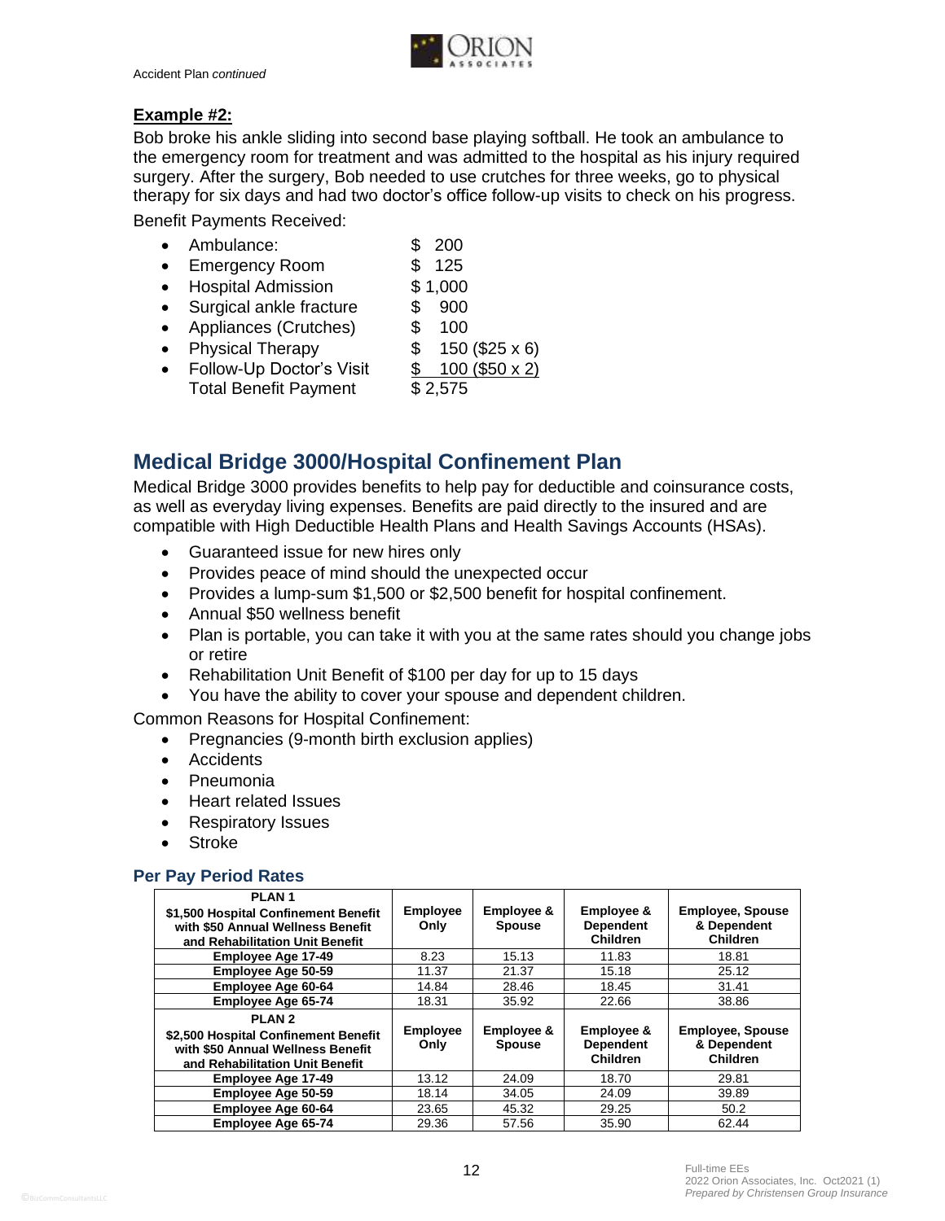**Example #2:**

Bob broke his ankle sliding into second base playing softball. He took an ambulance to the emergency room for treatment and was admitted to the hospital as his injury required surgery. After the surgery, Bob needed to use crutches for three weeks, go to physical therapy for six days and had two doctor's office follow-up visits to check on his progress.

Benefit Payments Received:

- Ambulance: $ 200
- Emergency Room $ 125
- Hospital Admission $ 1,000
- Surgical ankle fracture $ 900
- Appliances (Crutches) $ 100
- Physical Therapy $ 150 ($25 x 6)
- Follow-Up Doctor's Visit $ 100 ($50 x 2)

Total Benefit Payment $ 2,575

## Medical Bridge 3000/Hospital Confinement Plan

Medical Bridge 3000 provides benefits to help pay for deductible and coinsurance costs, as well as everyday living expenses. Benefits are paid directly to the insured and are compatible with High Deductible Health Plans and Health Savings Accounts (HSAs).

- Guaranteed issue for new hires only
- Provides peace of mind should the unexpected occur
- Provides a lump-sum $1,500 or $2,500 benefit for hospital confinement.
- Annual $50 wellness benefit
- Plan is portable, you can take it with you at the same rates should you change jobs or retire
- Rehabilitation Unit Benefit of $100 per day for up to 15 days
- You have the ability to cover your spouse and dependent children.

Common Reasons for Hospital Confinement:

- Pregnancies (9-month birth exclusion applies)
- Accidents
- Pneumonia
- Heart related Issues
- Respiratory Issues
- Stroke

### Per Pay Period Rates

| PLAN 1 $1,500 Hospital Confinement Benefit with $50 Annual Wellness Benefit and Rehabilitation Unit Benefit | Employee Only | Employee & Spouse | Employee & Dependent Children | Employee, Spouse & Dependent Children |
|---|---|---|---|---|
| Employee Age 17-49 | 8.23 | 15.13 | 11.83 | 18.81 |
| Employee Age 50-59 | 11.37 | 21.37 | 15.18 | 25.12 |
| Employee Age 60-64 | 14.84 | 28.46 | 18.45 | 31.41 |
| Employee Age 65-74 | 18.31 | 35.92 | 22.66 | 38.86 |
| **PLAN 2 $2,500 Hospital Confinement Benefit with $50 Annual Wellness Benefit and Rehabilitation Unit Benefit** | **Employee Only** | **Employee & Spouse** | **Employee & Dependent Children** | **Employee, Spouse & Dependent Children** |
| Employee Age 17-49 | 13.12 | 24.09 | 18.70 | 29.81 |
| Employee Age 50-59 | 18.14 | 34.05 | 24.09 | 39.89 |
| Employee Age 60-64 | 23.65 | 45.32 | 29.25 | 50.2 |
| Employee Age 65-74 | 29.36 | 57.56 | 35.90 | 62.44 |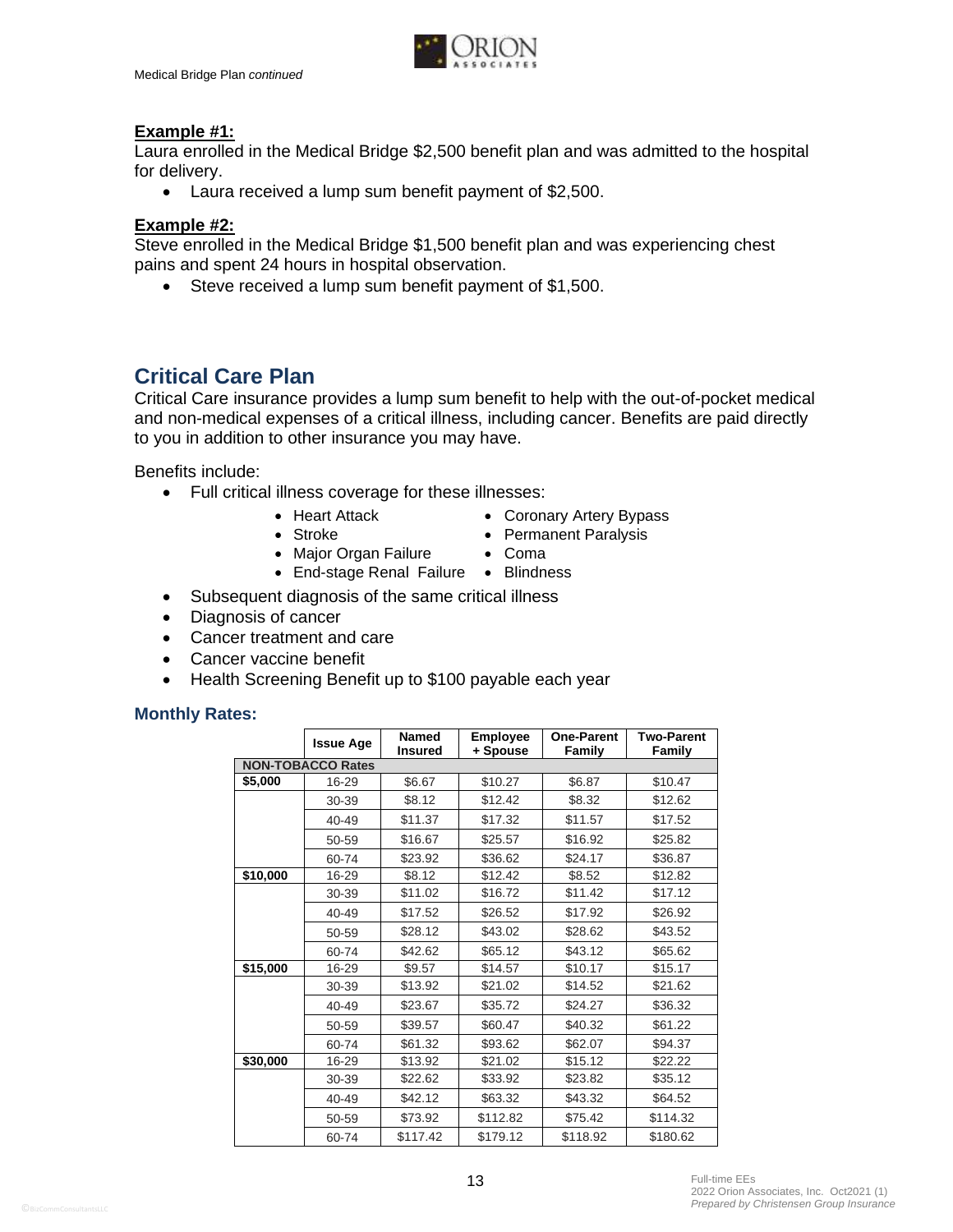Medical Bridge Plan *continued*

**Example #1:**

Laura enrolled in the Medical Bridge $2,500 benefit plan and was admitted to the hospital for delivery.

- Laura received a lump sum benefit payment of $2,500.

**Example #2:**

Steve enrolled in the Medical Bridge $1,500 benefit plan and was experiencing chest pains and spent 24 hours in hospital observation.

- Steve received a lump sum benefit payment of $1,500.

## Critical Care Plan

Critical Care insurance provides a lump sum benefit to help with the out-of-pocket medical and non-medical expenses of a critical illness, including cancer. Benefits are paid directly to you in addition to other insurance you may have.

Benefits include:

- Full critical illness coverage for these illnesses:
  - Heart Attack
  - Stroke
  - Major Organ Failure
  - End-stage Renal Failure
  - Coronary Artery Bypass
  - Permanent Paralysis
  - Coma
  - Blindness
- Subsequent diagnosis of the same critical illness
- Diagnosis of cancer
- Cancer treatment and care
- Cancer vaccine benefit
- Health Screening Benefit up to $100 payable each year

### Monthly Rates:

| | Issue Age | Named Insured | Employee + Spouse | One-Parent Family | Two-Parent Family |
|---|---|---|---|---|---|
| **NON-TOBACCO Rates** | | | | | |
| **$5,000** | 16-29 | $6.67 | $10.27 | $6.87 | $10.47 |
| | 30-39 | $8.12 | $12.42 | $8.32 | $12.62 |
| | 40-49 | $11.37 | $17.32 | $11.57 | $17.52 |
| | 50-59 | $16.67 | $25.57 | $16.92 | $25.82 |
| | 60-74 | $23.92 | $36.62 | $24.17 | $36.87 |
| **$10,000** | 16-29 | $8.12 | $12.42 | $8.52 | $12.82 |
| | 30-39 | $11.02 | $16.72 | $11.42 | $17.12 |
| | 40-49 | $17.52 | $26.52 | $17.92 | $26.92 |
| | 50-59 | $28.12 | $43.02 | $28.62 | $43.52 |
| | 60-74 | $42.62 | $65.12 | $43.12 | $65.62 |
| **$15,000** | 16-29 | $9.57 | $14.57 | $10.17 | $15.17 |
| | 30-39 | $13.92 | $21.02 | $14.52 | $21.62 |
| | 40-49 | $23.67 | $35.72 | $24.27 | $36.32 |
| | 50-59 | $39.57 | $60.47 | $40.32 | $61.22 |
| | 60-74 | $61.32 | $93.62 | $62.07 | $94.37 |
| **$30,000** | 16-29 | $13.92 | $21.02 | $15.12 | $22.22 |
| | 30-39 | $22.62 | $33.92 | $23.82 | $35.12 |
| | 40-49 | $42.12 | $63.32 | $43.32 | $64.52 |
| | 50-59 | $73.92 | $112.82 | $75.42 | $114.32 |
| | 60-74 | $117.42 | $179.12 | $118.92 | $180.62 |

Full-time EEs
2022 Orion Associates, Inc. Oct2021 (1)
*Prepared by Christensen Group Insurance*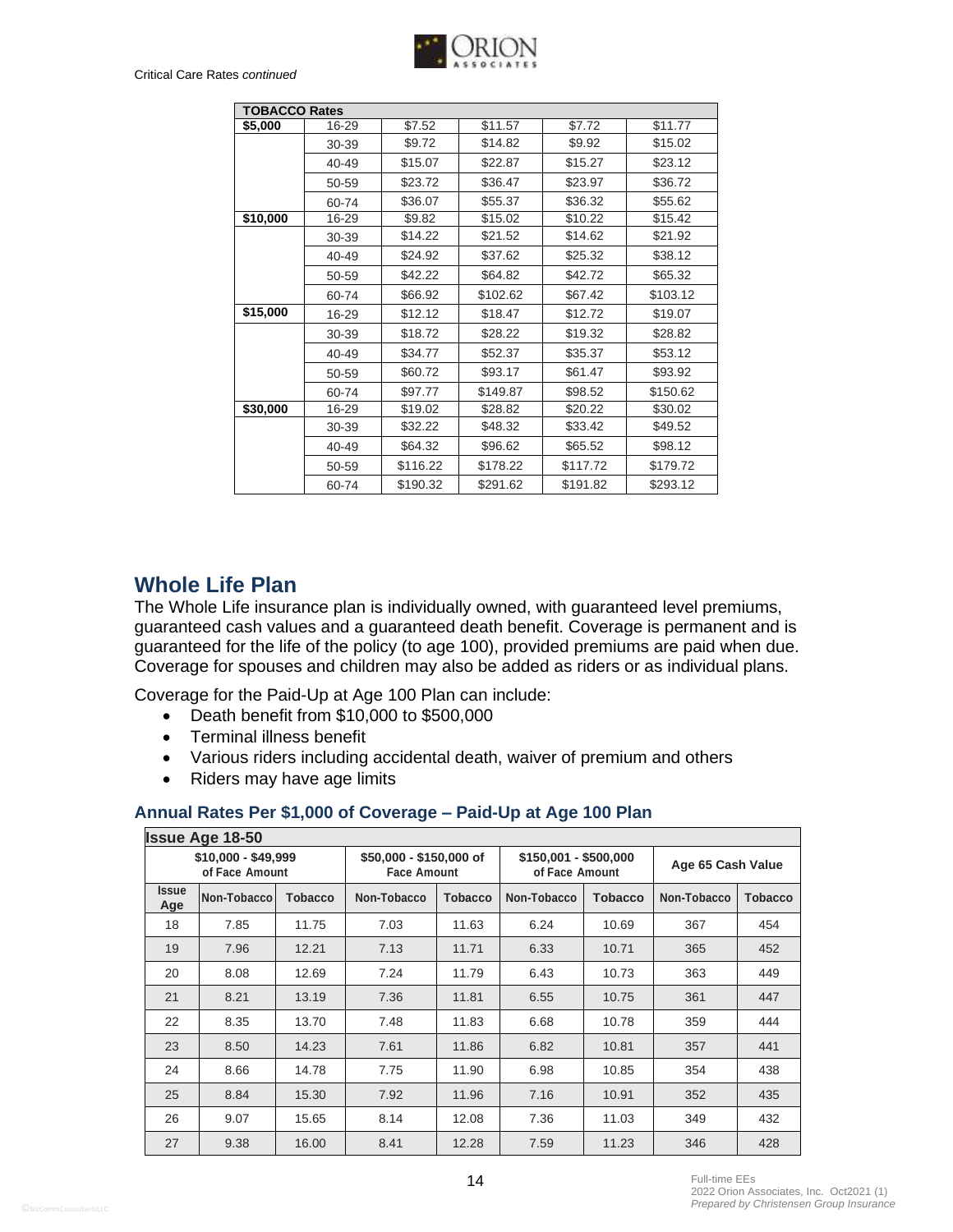Critical Care Rates *continued*

| TOBACCO Rates | | | | | |
|---|---|---|---|---|---|
| **$5,000** | 16-29 | $7.52 | $11.57 | $7.72 | $11.77 |
| | 30-39 | $9.72 | $14.82 | $9.92 | $15.02 |
| | 40-49 | $15.07 | $22.87 | $15.27 | $23.12 |
| | 50-59 | $23.72 | $36.47 | $23.97 | $36.72 |
| | 60-74 | $36.07 | $55.37 | $36.32 | $55.62 |
| **$10,000** | 16-29 | $9.82 | $15.02 | $10.22 | $15.42 |
| | 30-39 | $14.22 | $21.52 | $14.62 | $21.92 |
| | 40-49 | $24.92 | $37.62 | $25.32 | $38.12 |
| | 50-59 | $42.22 | $64.82 | $42.72 | $65.32 |
| | 60-74 | $66.92 | $102.62 | $67.42 | $103.12 |
| **$15,000** | 16-29 | $12.12 | $18.47 | $12.72 | $19.07 |
| | 30-39 | $18.72 | $28.22 | $19.32 | $28.82 |
| | 40-49 | $34.77 | $52.37 | $35.37 | $53.12 |
| | 50-59 | $60.72 | $93.17 | $61.47 | $93.92 |
| | 60-74 | $97.77 | $149.87 | $98.52 | $150.62 |
| **$30,000** | 16-29 | $19.02 | $28.82 | $20.22 | $30.02 |
| | 30-39 | $32.22 | $48.32 | $33.42 | $49.52 |
| | 40-49 | $64.32 | $96.62 | $65.52 | $98.12 |
| | 50-59 | $116.22 | $178.22 | $117.72 | $179.72 |
| | 60-74 | $190.32 | $291.62 | $191.82 | $293.12 |

## Whole Life Plan

The Whole Life insurance plan is individually owned, with guaranteed level premiums, guaranteed cash values and a guaranteed death benefit. Coverage is permanent and is guaranteed for the life of the policy (to age 100), provided premiums are paid when due. Coverage for spouses and children may also be added as riders or as individual plans.

Coverage for the Paid-Up at Age 100 Plan can include:

- Death benefit from $10,000 to $500,000
- Terminal illness benefit
- Various riders including accidental death, waiver of premium and others
- Riders may have age limits

### Annual Rates Per $1,000 of Coverage – Paid-Up at Age 100 Plan

| Issue Age 18-50 | | | | | | | | |
|---|---|---|---|---|---|---|---|---|
| | $10,000 - $49,999 of Face Amount | | $50,000 - $150,000 of Face Amount | | $150,001 - $500,000 of Face Amount | | Age 65 Cash Value | |
| Issue Age | Non-Tobacco | Tobacco | Non-Tobacco | Tobacco | Non-Tobacco | Tobacco | Non-Tobacco | Tobacco |
| 18 | 7.85 | 11.75 | 7.03 | 11.63 | 6.24 | 10.69 | 367 | 454 |
| 19 | 7.96 | 12.21 | 7.13 | 11.71 | 6.33 | 10.71 | 365 | 452 |
| 20 | 8.08 | 12.69 | 7.24 | 11.79 | 6.43 | 10.73 | 363 | 449 |
| 21 | 8.21 | 13.19 | 7.36 | 11.81 | 6.55 | 10.75 | 361 | 447 |
| 22 | 8.35 | 13.70 | 7.48 | 11.83 | 6.68 | 10.78 | 359 | 444 |
| 23 | 8.50 | 14.23 | 7.61 | 11.86 | 6.82 | 10.81 | 357 | 441 |
| 24 | 8.66 | 14.78 | 7.75 | 11.90 | 6.98 | 10.85 | 354 | 438 |
| 25 | 8.84 | 15.30 | 7.92 | 11.96 | 7.16 | 10.91 | 352 | 435 |
| 26 | 9.07 | 15.65 | 8.14 | 12.08 | 7.36 | 11.03 | 349 | 432 |
| 27 | 9.38 | 16.00 | 8.41 | 12.28 | 7.59 | 11.23 | 346 | 428 |

Full-time EEs
2022 Orion Associates, Inc. Oct2021 (1)
*Prepared by Christensen Group Insurance*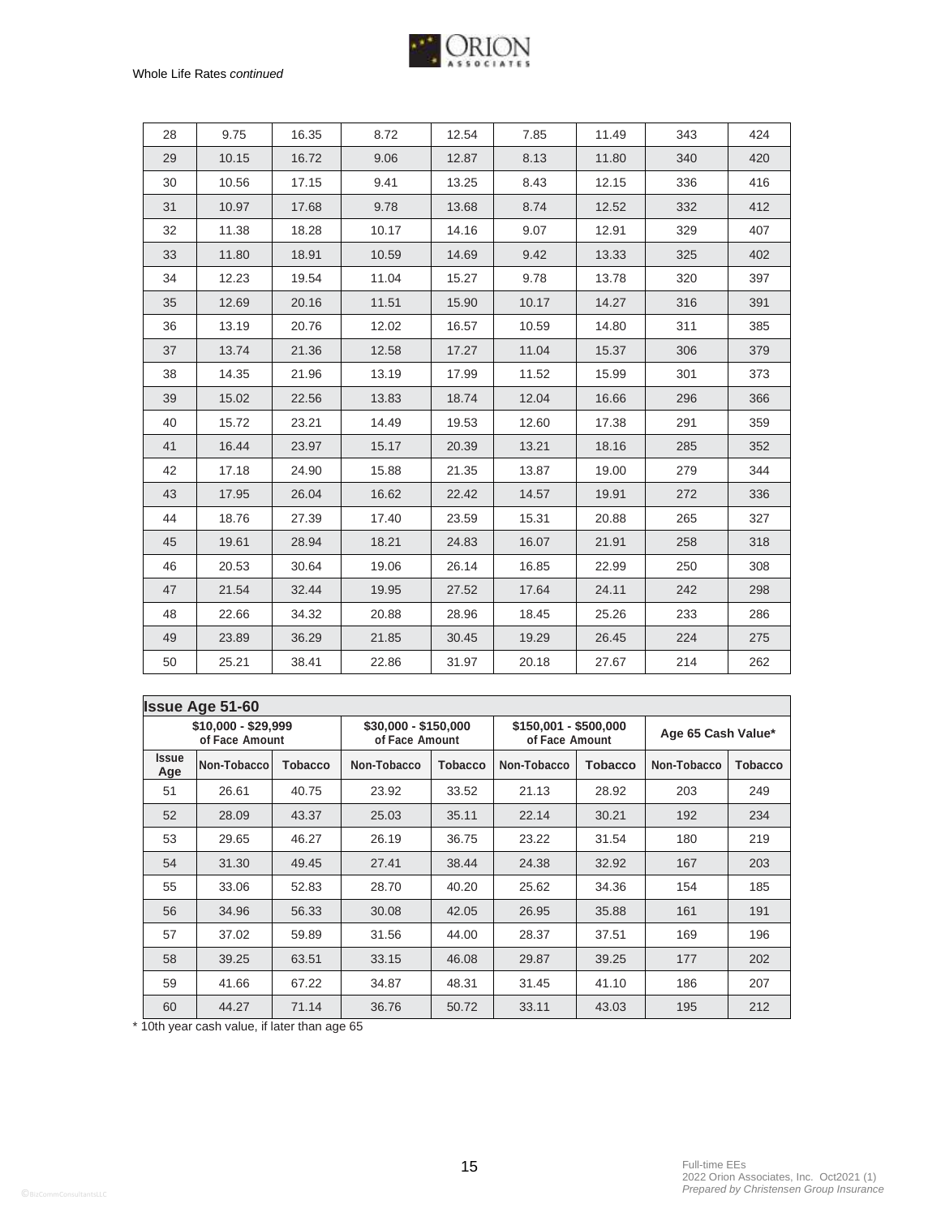Whole Life Rates *continued*

| | | | | | | | | |
|---|---|---|---|---|---|---|---|---|
| 28 | 9.75 | 16.35 | 8.72 | 12.54 | 7.85 | 11.49 | 343 | 424 |
| 29 | 10.15 | 16.72 | 9.06 | 12.87 | 8.13 | 11.80 | 340 | 420 |
| 30 | 10.56 | 17.15 | 9.41 | 13.25 | 8.43 | 12.15 | 336 | 416 |
| 31 | 10.97 | 17.68 | 9.78 | 13.68 | 8.74 | 12.52 | 332 | 412 |
| 32 | 11.38 | 18.28 | 10.17 | 14.16 | 9.07 | 12.91 | 329 | 407 |
| 33 | 11.80 | 18.91 | 10.59 | 14.69 | 9.42 | 13.33 | 325 | 402 |
| 34 | 12.23 | 19.54 | 11.04 | 15.27 | 9.78 | 13.78 | 320 | 397 |
| 35 | 12.69 | 20.16 | 11.51 | 15.90 | 10.17 | 14.27 | 316 | 391 |
| 36 | 13.19 | 20.76 | 12.02 | 16.57 | 10.59 | 14.80 | 311 | 385 |
| 37 | 13.74 | 21.36 | 12.58 | 17.27 | 11.04 | 15.37 | 306 | 379 |
| 38 | 14.35 | 21.96 | 13.19 | 17.99 | 11.52 | 15.99 | 301 | 373 |
| 39 | 15.02 | 22.56 | 13.83 | 18.74 | 12.04 | 16.66 | 296 | 366 |
| 40 | 15.72 | 23.21 | 14.49 | 19.53 | 12.60 | 17.38 | 291 | 359 |
| 41 | 16.44 | 23.97 | 15.17 | 20.39 | 13.21 | 18.16 | 285 | 352 |
| 42 | 17.18 | 24.90 | 15.88 | 21.35 | 13.87 | 19.00 | 279 | 344 |
| 43 | 17.95 | 26.04 | 16.62 | 22.42 | 14.57 | 19.91 | 272 | 336 |
| 44 | 18.76 | 27.39 | 17.40 | 23.59 | 15.31 | 20.88 | 265 | 327 |
| 45 | 19.61 | 28.94 | 18.21 | 24.83 | 16.07 | 21.91 | 258 | 318 |
| 46 | 20.53 | 30.64 | 19.06 | 26.14 | 16.85 | 22.99 | 250 | 308 |
| 47 | 21.54 | 32.44 | 19.95 | 27.52 | 17.64 | 24.11 | 242 | 298 |
| 48 | 22.66 | 34.32 | 20.88 | 28.96 | 18.45 | 25.26 | 233 | 286 |
| 49 | 23.89 | 36.29 | 21.85 | 30.45 | 19.29 | 26.45 | 224 | 275 |
| 50 | 25.21 | 38.41 | 22.86 | 31.97 | 20.18 | 27.67 | 214 | 262 |

**Issue Age 51-60**

| | $10,000 - $29,999 of Face Amount | | $30,000 - $150,000 of Face Amount | | $150,001 - $500,000 of Face Amount | | Age 65 Cash Value* | |
|---|---|---|---|---|---|---|---|---|
| **Issue Age** | **Non-Tobacco** | **Tobacco** | **Non-Tobacco** | **Tobacco** | **Non-Tobacco** | **Tobacco** | **Non-Tobacco** | **Tobacco** |
| 51 | 26.61 | 40.75 | 23.92 | 33.52 | 21.13 | 28.92 | 203 | 249 |
| 52 | 28.09 | 43.37 | 25.03 | 35.11 | 22.14 | 30.21 | 192 | 234 |
| 53 | 29.65 | 46.27 | 26.19 | 36.75 | 23.22 | 31.54 | 180 | 219 |
| 54 | 31.30 | 49.45 | 27.41 | 38.44 | 24.38 | 32.92 | 167 | 203 |
| 55 | 33.06 | 52.83 | 28.70 | 40.20 | 25.62 | 34.36 | 154 | 185 |
| 56 | 34.96 | 56.33 | 30.08 | 42.05 | 26.95 | 35.88 | 161 | 191 |
| 57 | 37.02 | 59.89 | 31.56 | 44.00 | 28.37 | 37.51 | 169 | 196 |
| 58 | 39.25 | 63.51 | 33.15 | 46.08 | 29.87 | 39.25 | 177 | 202 |
| 59 | 41.66 | 67.22 | 34.87 | 48.31 | 31.45 | 41.10 | 186 | 207 |
| 60 | 44.27 | 71.14 | 36.76 | 50.72 | 33.11 | 43.03 | 195 | 212 |

* 10th year cash value, if later than age 65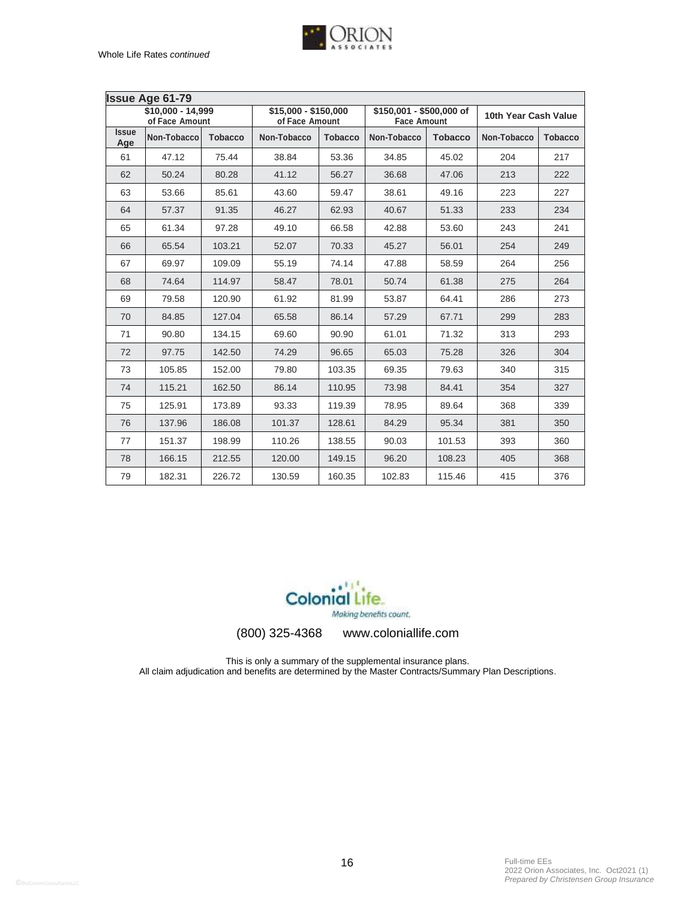Whole Life Rates *continued*

| Issue Age 61-79 | | | | | | | | |
|---|---|---|---|---|---|---|---|---|
| | $10,000 - 14,999 of Face Amount | | $15,000 - $150,000 of Face Amount | | $150,001 - $500,000 of Face Amount | | 10th Year Cash Value | |
| Issue Age | Non-Tobacco | Tobacco | Non-Tobacco | Tobacco | Non-Tobacco | Tobacco | Non-Tobacco | Tobacco |
| 61 | 47.12 | 75.44 | 38.84 | 53.36 | 34.85 | 45.02 | 204 | 217 |
| 62 | 50.24 | 80.28 | 41.12 | 56.27 | 36.68 | 47.06 | 213 | 222 |
| 63 | 53.66 | 85.61 | 43.60 | 59.47 | 38.61 | 49.16 | 223 | 227 |
| 64 | 57.37 | 91.35 | 46.27 | 62.93 | 40.67 | 51.33 | 233 | 234 |
| 65 | 61.34 | 97.28 | 49.10 | 66.58 | 42.88 | 53.60 | 243 | 241 |
| 66 | 65.54 | 103.21 | 52.07 | 70.33 | 45.27 | 56.01 | 254 | 249 |
| 67 | 69.97 | 109.09 | 55.19 | 74.14 | 47.88 | 58.59 | 264 | 256 |
| 68 | 74.64 | 114.97 | 58.47 | 78.01 | 50.74 | 61.38 | 275 | 264 |
| 69 | 79.58 | 120.90 | 61.92 | 81.99 | 53.87 | 64.41 | 286 | 273 |
| 70 | 84.85 | 127.04 | 65.58 | 86.14 | 57.29 | 67.71 | 299 | 283 |
| 71 | 90.80 | 134.15 | 69.60 | 90.90 | 61.01 | 71.32 | 313 | 293 |
| 72 | 97.75 | 142.50 | 74.29 | 96.65 | 65.03 | 75.28 | 326 | 304 |
| 73 | 105.85 | 152.00 | 79.80 | 103.35 | 69.35 | 79.63 | 340 | 315 |
| 74 | 115.21 | 162.50 | 86.14 | 110.95 | 73.98 | 84.41 | 354 | 327 |
| 75 | 125.91 | 173.89 | 93.33 | 119.39 | 78.95 | 89.64 | 368 | 339 |
| 76 | 137.96 | 186.08 | 101.37 | 128.61 | 84.29 | 95.34 | 381 | 350 |
| 77 | 151.37 | 198.99 | 110.26 | 138.55 | 90.03 | 101.53 | 393 | 360 |
| 78 | 166.15 | 212.55 | 120.00 | 149.15 | 96.20 | 108.23 | 405 | 368 |
| 79 | 182.31 | 226.72 | 130.59 | 160.35 | 102.83 | 115.46 | 415 | 376 |

Colonial Life. Making benefits count.

(800) 325-4368     www.coloniallife.com

This is only a summary of the supplemental insurance plans.
All claim adjudication and benefits are determined by the Master Contracts/Summary Plan Descriptions.

Full-time EEs
2022 Orion Associates, Inc. Oct2021 (1)
*Prepared by Christensen Group Insurance*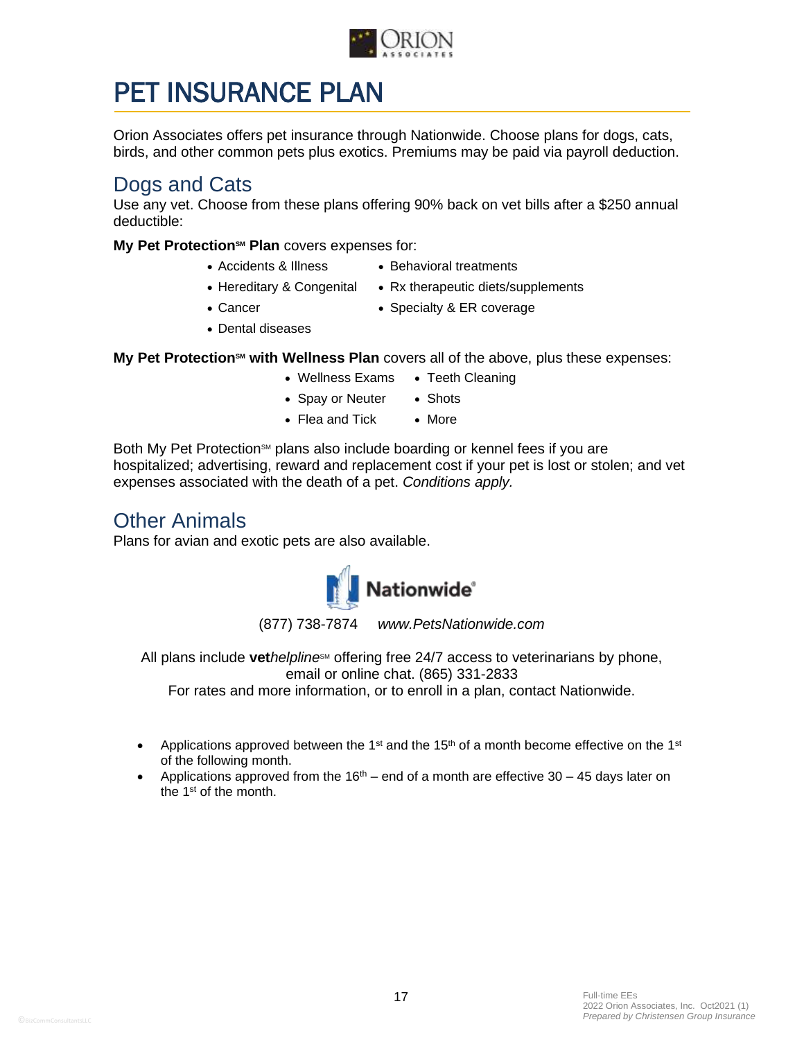# PET INSURANCE PLAN

Orion Associates offers pet insurance through Nationwide. Choose plans for dogs, cats, birds, and other common pets plus exotics. Premiums may be paid via payroll deduction.

## Dogs and Cats

Use any vet. Choose from these plans offering 90% back on vet bills after a $250 annual deductible:

**My Pet Protection℠ Plan** covers expenses for:

- Accidents & Illness
- Hereditary & Congenital
- Cancer
- Dental diseases
- Behavioral treatments
- Rx therapeutic diets/supplements
- Specialty & ER coverage

**My Pet Protection℠ with Wellness Plan** covers all of the above, plus these expenses:

- Wellness Exams
- Spay or Neuter
- Flea and Tick
- Teeth Cleaning
- Shots
- More

Both My Pet Protection℠ plans also include boarding or kennel fees if you are hospitalized; advertising, reward and replacement cost if your pet is lost or stolen; and vet expenses associated with the death of a pet. *Conditions apply.*

## Other Animals

Plans for avian and exotic pets are also available.

Nationwide®

(877) 738-7874 *www.PetsNationwide.com*

All plans include **vet***helpline*℠ offering free 24/7 access to veterinarians by phone, email or online chat. (865) 331-2833
For rates and more information, or to enroll in a plan, contact Nationwide.

- Applications approved between the 1st and the 15th of a month become effective on the 1st of the following month.
- Applications approved from the 16th – end of a month are effective 30 – 45 days later on the 1st of the month.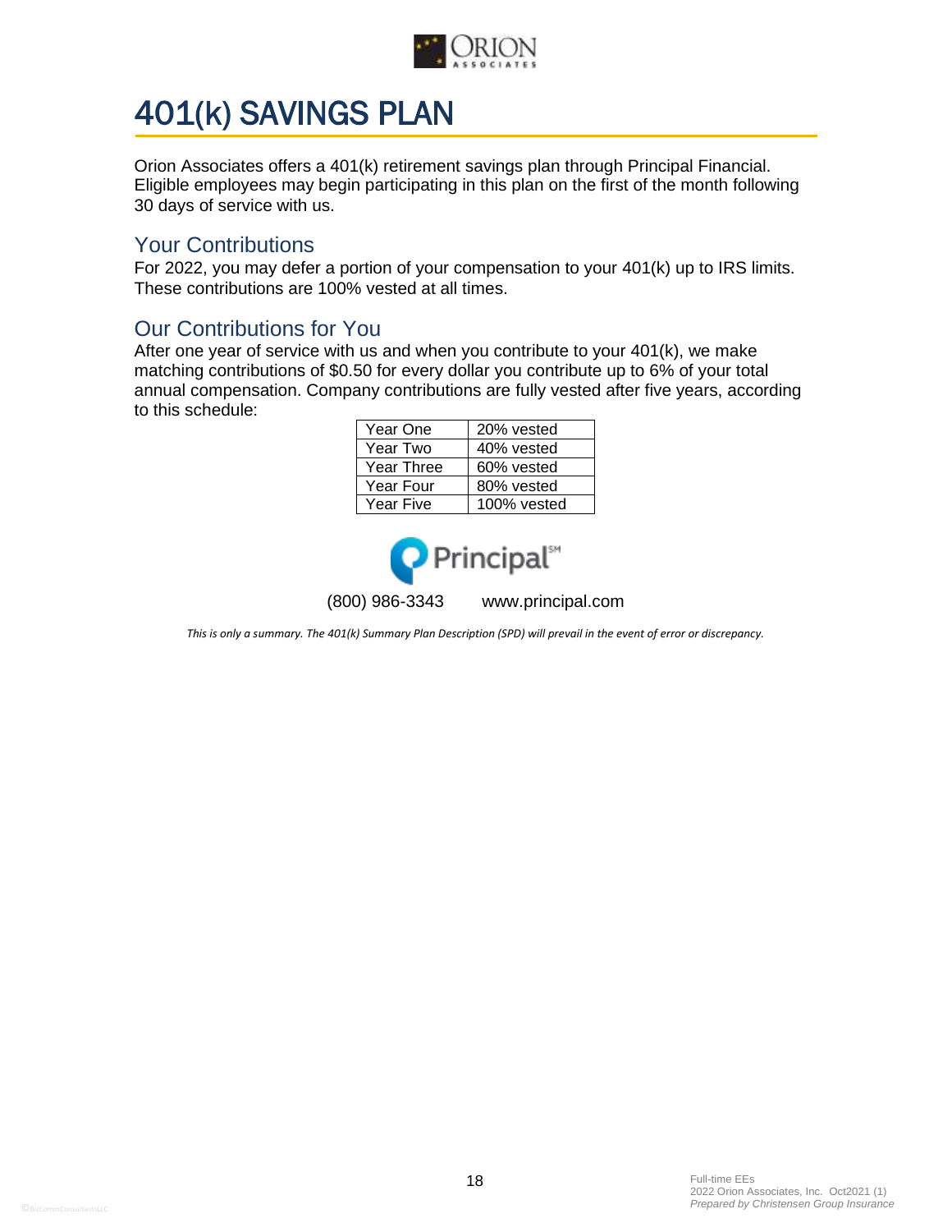# 401(k) SAVINGS PLAN

Orion Associates offers a 401(k) retirement savings plan through Principal Financial. Eligible employees may begin participating in this plan on the first of the month following 30 days of service with us.

## Your Contributions

For 2022, you may defer a portion of your compensation to your 401(k) up to IRS limits. These contributions are 100% vested at all times.

## Our Contributions for You

After one year of service with us and when you contribute to your 401(k), we make matching contributions of $0.50 for every dollar you contribute up to 6% of your total annual compensation. Company contributions are fully vested after five years, according to this schedule:

| | |
|---|---|
| Year One | 20% vested |
| Year Two | 40% vested |
| Year Three | 60% vested |
| Year Four | 80% vested |
| Year Five | 100% vested |

Principal℠

(800) 986-3343 www.principal.com

*This is only a summary. The 401(k) Summary Plan Description (SPD) will prevail in the event of error or discrepancy.*